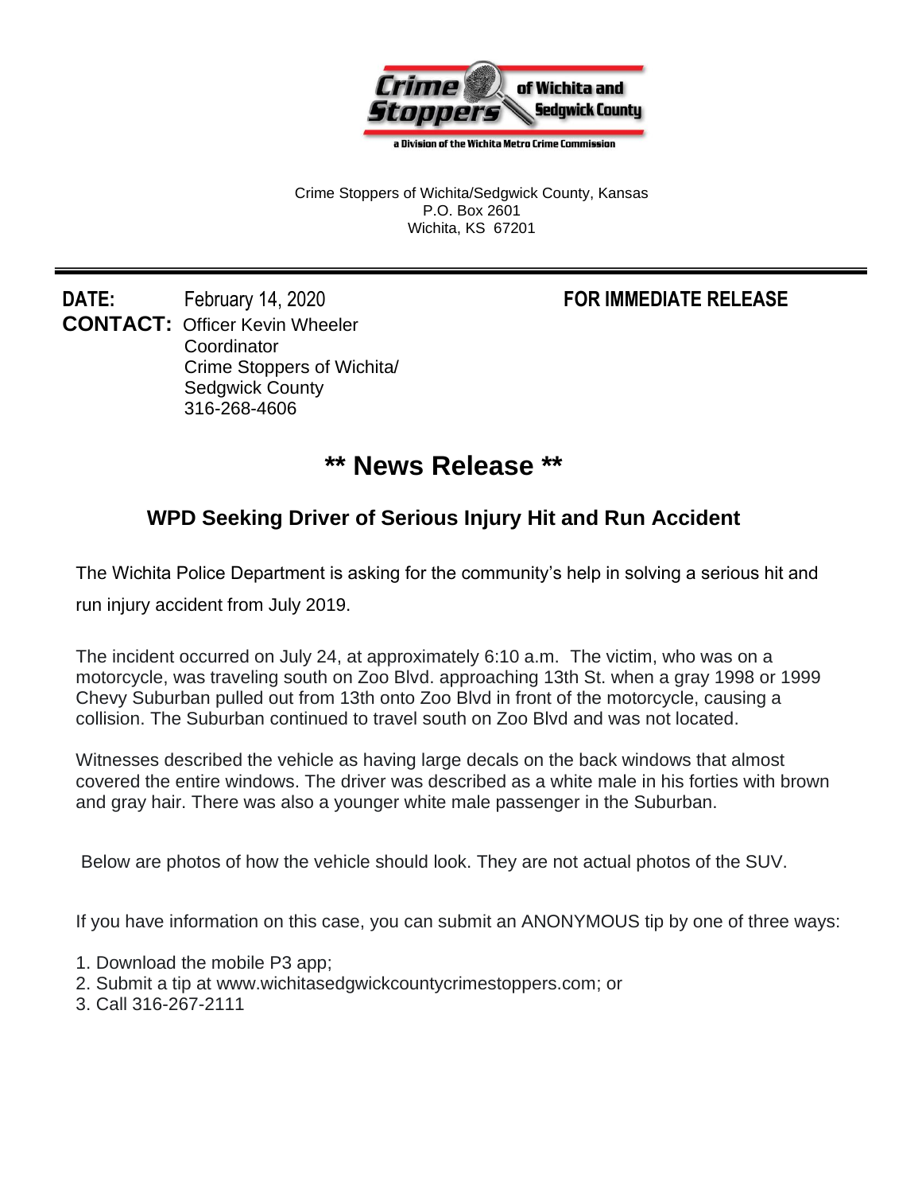Crime Stoppers of Wichita and Sedgwick County

a Division of the Wichita Metro Crime Commission

Crime Stoppers of Wichita/Sedgwick County, Kansas
P.O. Box 2601
Wichita, KS 67201

---

**DATE:** February 14, 2020 **FOR IMMEDIATE RELEASE**

**CONTACT:** Officer Kevin Wheeler
Coordinator
Crime Stoppers of Wichita/
Sedgwick County
316-268-4606

# ** News Release **

## WPD Seeking Driver of Serious Injury Hit and Run Accident

The Wichita Police Department is asking for the community's help in solving a serious hit and run injury accident from July 2019.

The incident occurred on July 24, at approximately 6:10 a.m. The victim, who was on a motorcycle, was traveling south on Zoo Blvd. approaching 13th St. when a gray 1998 or 1999 Chevy Suburban pulled out from 13th onto Zoo Blvd in front of the motorcycle, causing a collision. The Suburban continued to travel south on Zoo Blvd and was not located.

Witnesses described the vehicle as having large decals on the back windows that almost covered the entire windows. The driver was described as a white male in his forties with brown and gray hair. There was also a younger white male passenger in the Suburban.

Below are photos of how the vehicle should look. They are not actual photos of the SUV.

If you have information on this case, you can submit an ANONYMOUS tip by one of three ways:

1. Download the mobile P3 app;
2. Submit a tip at www.wichitasedgwickcountycrimestoppers.com; or
3. Call 316-267-2111